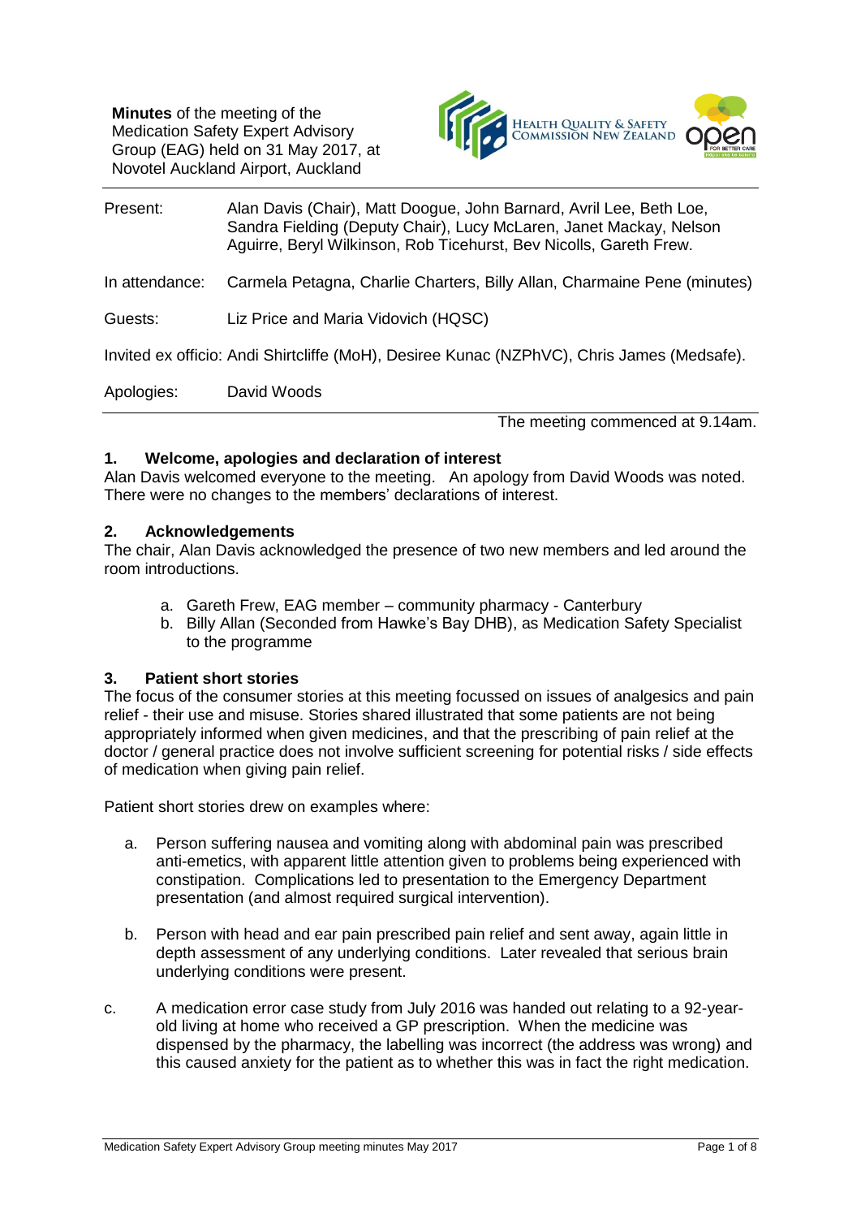**Minutes** of the meeting of the Medication Safety Expert Advisory Group (EAG) held on 31 May 2017, at Novotel Auckland Airport, Auckland

| | |
|---|---|
| Present: | Alan Davis (Chair), Matt Doogue, John Barnard, Avril Lee, Beth Loe, Sandra Fielding (Deputy Chair), Lucy McLaren, Janet Mackay, Nelson Aguirre, Beryl Wilkinson, Rob Ticehurst, Bev Nicolls, Gareth Frew. |
| In attendance: | Carmela Petagna, Charlie Charters, Billy Allan, Charmaine Pene (minutes) |
| Guests: | Liz Price and Maria Vidovich (HQSC) |

Invited ex officio: Andi Shirtcliffe (MoH), Desiree Kunac (NZPhVC), Chris James (Medsafe).

| | |
|---|---|
| Apologies: | David Woods |

The meeting commenced at 9.14am.

## 1. Welcome, apologies and declaration of interest

Alan Davis welcomed everyone to the meeting. An apology from David Woods was noted. There were no changes to the members' declarations of interest.

## 2. Acknowledgements

The chair, Alan Davis acknowledged the presence of two new members and led around the room introductions.

a. Gareth Frew, EAG member – community pharmacy - Canterbury
b. Billy Allan (Seconded from Hawke's Bay DHB), as Medication Safety Specialist to the programme

## 3. Patient short stories

The focus of the consumer stories at this meeting focussed on issues of analgesics and pain relief - their use and misuse. Stories shared illustrated that some patients are not being appropriately informed when given medicines, and that the prescribing of pain relief at the doctor / general practice does not involve sufficient screening for potential risks / side effects of medication when giving pain relief.

Patient short stories drew on examples where:

a. Person suffering nausea and vomiting along with abdominal pain was prescribed anti-emetics, with apparent little attention given to problems being experienced with constipation. Complications led to presentation to the Emergency Department presentation (and almost required surgical intervention).

b. Person with head and ear pain prescribed pain relief and sent away, again little in depth assessment of any underlying conditions. Later revealed that serious brain underlying conditions were present.

c. A medication error case study from July 2016 was handed out relating to a 92-year-old living at home who received a GP prescription. When the medicine was dispensed by the pharmacy, the labelling was incorrect (the address was wrong) and this caused anxiety for the patient as to whether this was in fact the right medication.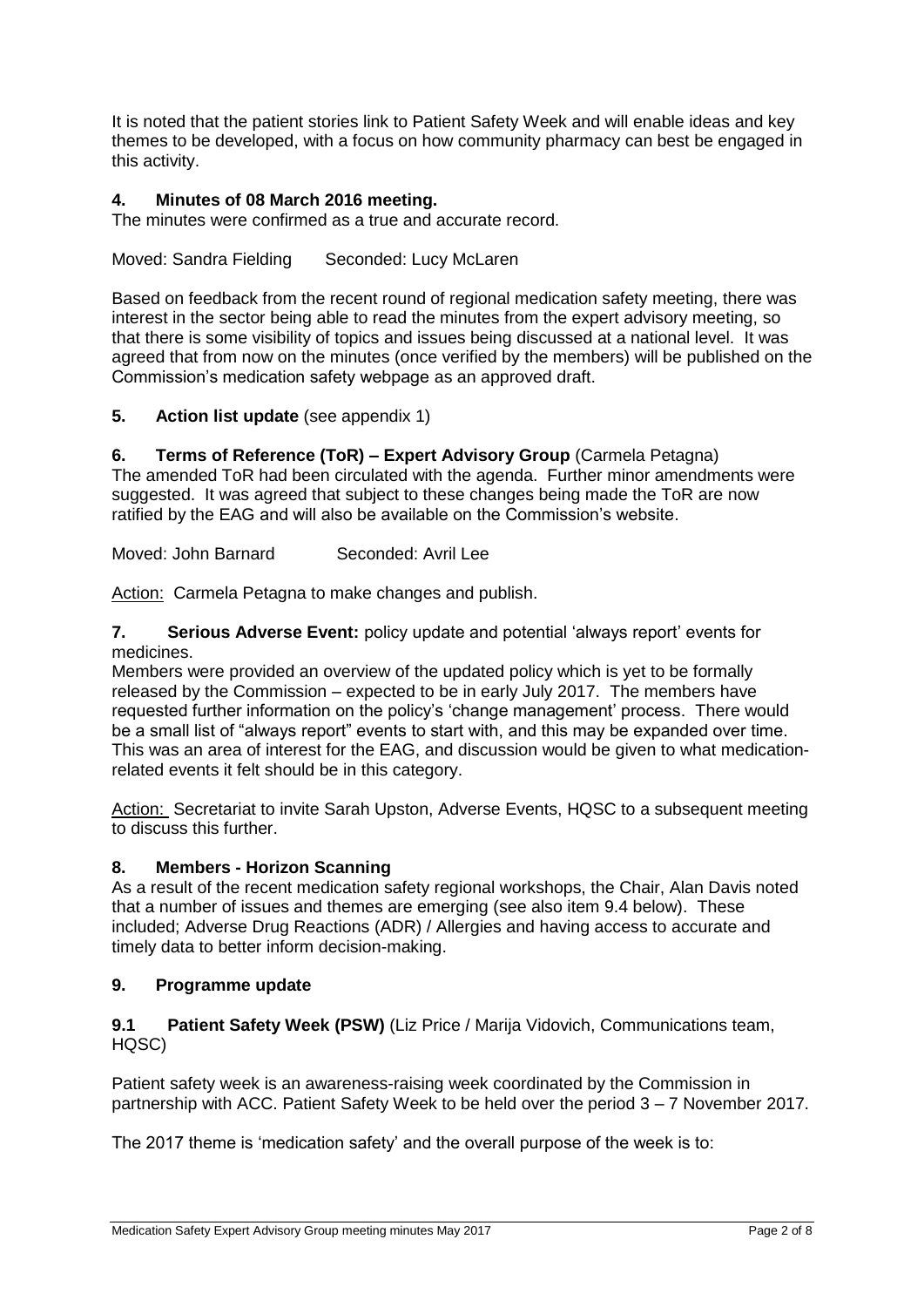It is noted that the patient stories link to Patient Safety Week and will enable ideas and key themes to be developed, with a focus on how community pharmacy can best be engaged in this activity.

### 4. Minutes of 08 March 2016 meeting.

The minutes were confirmed as a true and accurate record.

Moved: Sandra Fielding Seconded: Lucy McLaren

Based on feedback from the recent round of regional medication safety meeting, there was interest in the sector being able to read the minutes from the expert advisory meeting, so that there is some visibility of topics and issues being discussed at a national level. It was agreed that from now on the minutes (once verified by the members) will be published on the Commission's medication safety webpage as an approved draft.

### 5. Action list update (see appendix 1)

### 6. Terms of Reference (ToR) – Expert Advisory Group (Carmela Petagna)

The amended ToR had been circulated with the agenda. Further minor amendments were suggested. It was agreed that subject to these changes being made the ToR are now ratified by the EAG and will also be available on the Commission's website.

Moved: John Barnard Seconded: Avril Lee

Action: Carmela Petagna to make changes and publish.

### 7. Serious Adverse Event: policy update and potential 'always report' events for medicines.

Members were provided an overview of the updated policy which is yet to be formally released by the Commission – expected to be in early July 2017. The members have requested further information on the policy's 'change management' process. There would be a small list of "always report" events to start with, and this may be expanded over time. This was an area of interest for the EAG, and discussion would be given to what medication-related events it felt should be in this category.

Action: Secretariat to invite Sarah Upston, Adverse Events, HQSC to a subsequent meeting to discuss this further.

### 8. Members - Horizon Scanning

As a result of the recent medication safety regional workshops, the Chair, Alan Davis noted that a number of issues and themes are emerging (see also item 9.4 below). These included; Adverse Drug Reactions (ADR) / Allergies and having access to accurate and timely data to better inform decision-making.

### 9. Programme update

#### 9.1 Patient Safety Week (PSW) (Liz Price / Marija Vidovich, Communications team, HQSC)

Patient safety week is an awareness-raising week coordinated by the Commission in partnership with ACC. Patient Safety Week to be held over the period 3 – 7 November 2017.

The 2017 theme is 'medication safety' and the overall purpose of the week is to: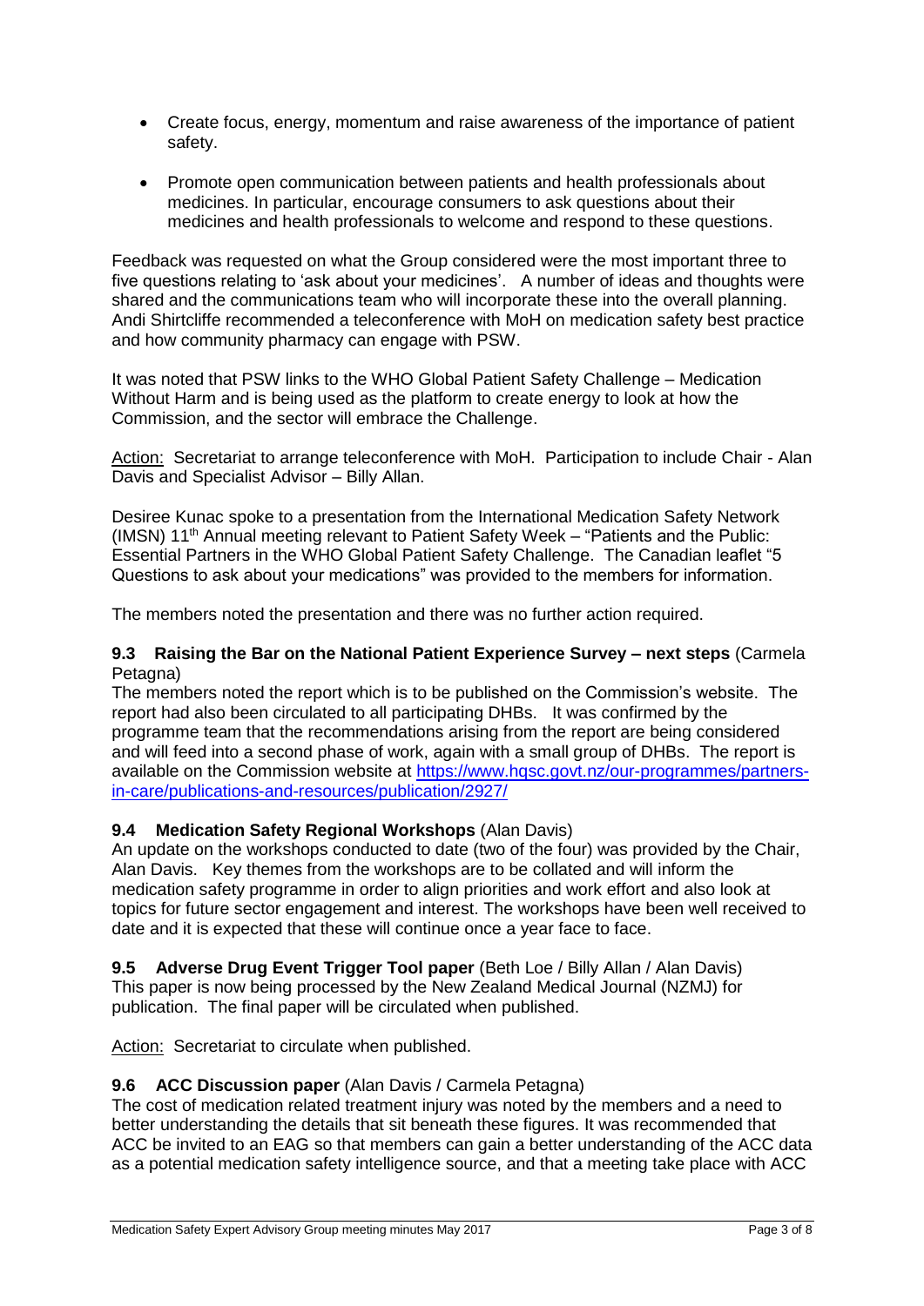- Create focus, energy, momentum and raise awareness of the importance of patient safety.
- Promote open communication between patients and health professionals about medicines. In particular, encourage consumers to ask questions about their medicines and health professionals to welcome and respond to these questions.

Feedback was requested on what the Group considered were the most important three to five questions relating to 'ask about your medicines'. A number of ideas and thoughts were shared and the communications team who will incorporate these into the overall planning. Andi Shirtcliffe recommended a teleconference with MoH on medication safety best practice and how community pharmacy can engage with PSW.

It was noted that PSW links to the WHO Global Patient Safety Challenge – Medication Without Harm and is being used as the platform to create energy to look at how the Commission, and the sector will embrace the Challenge.

Action: Secretariat to arrange teleconference with MoH. Participation to include Chair - Alan Davis and Specialist Advisor – Billy Allan.

Desiree Kunac spoke to a presentation from the International Medication Safety Network (IMSN) 11th Annual meeting relevant to Patient Safety Week – "Patients and the Public: Essential Partners in the WHO Global Patient Safety Challenge. The Canadian leaflet "5 Questions to ask about your medications" was provided to the members for information.

The members noted the presentation and there was no further action required.

**9.3 Raising the Bar on the National Patient Experience Survey – next steps** (Carmela Petagna)

The members noted the report which is to be published on the Commission's website. The report had also been circulated to all participating DHBs. It was confirmed by the programme team that the recommendations arising from the report are being considered and will feed into a second phase of work, again with a small group of DHBs. The report is available on the Commission website at https://www.hqsc.govt.nz/our-programmes/partners-in-care/publications-and-resources/publication/2927/

**9.4 Medication Safety Regional Workshops** (Alan Davis)

An update on the workshops conducted to date (two of the four) was provided by the Chair, Alan Davis. Key themes from the workshops are to be collated and will inform the medication safety programme in order to align priorities and work effort and also look at topics for future sector engagement and interest. The workshops have been well received to date and it is expected that these will continue once a year face to face.

**9.5 Adverse Drug Event Trigger Tool paper** (Beth Loe / Billy Allan / Alan Davis)

This paper is now being processed by the New Zealand Medical Journal (NZMJ) for publication. The final paper will be circulated when published.

Action: Secretariat to circulate when published.

**9.6 ACC Discussion paper** (Alan Davis / Carmela Petagna)

The cost of medication related treatment injury was noted by the members and a need to better understanding the details that sit beneath these figures. It was recommended that ACC be invited to an EAG so that members can gain a better understanding of the ACC data as a potential medication safety intelligence source, and that a meeting take place with ACC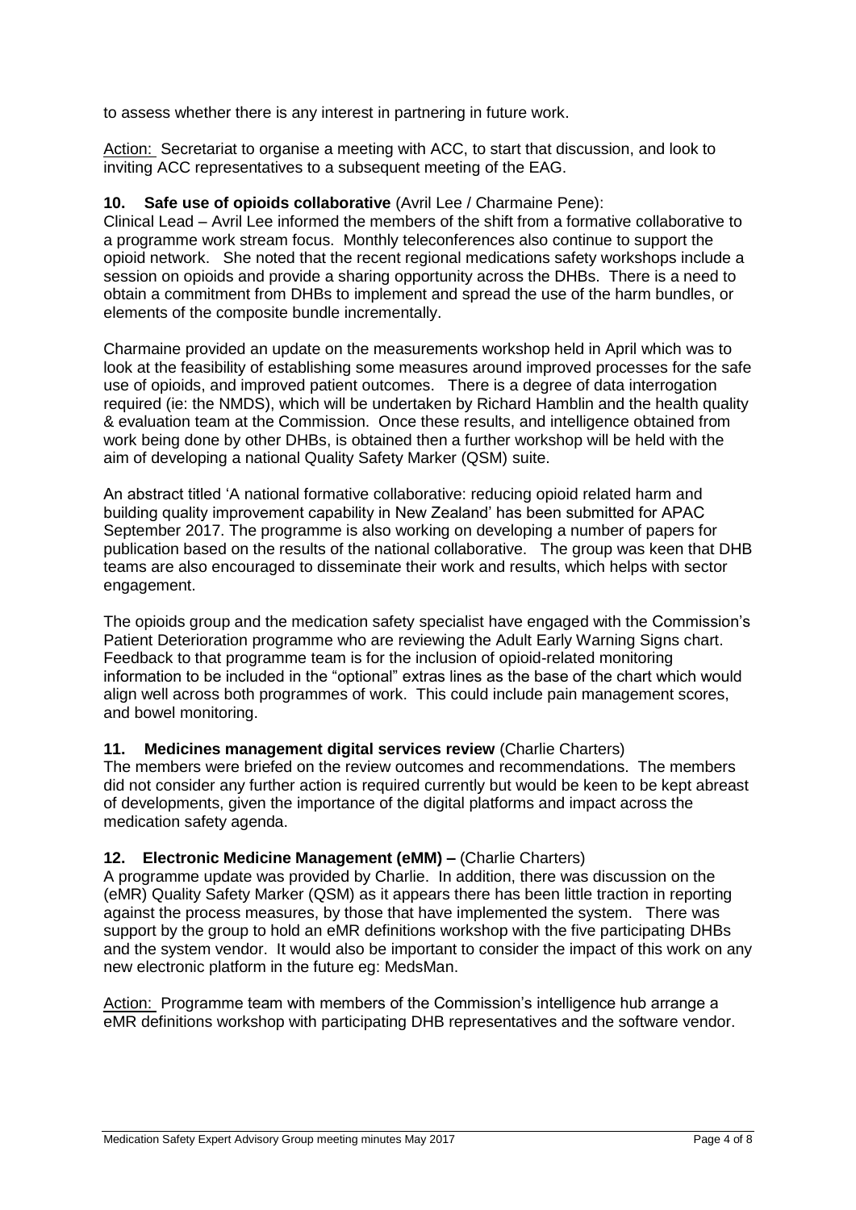to assess whether there is any interest in partnering in future work.

Action: Secretariat to organise a meeting with ACC, to start that discussion, and look to inviting ACC representatives to a subsequent meeting of the EAG.

**10. Safe use of opioids collaborative** (Avril Lee / Charmaine Pene):

Clinical Lead – Avril Lee informed the members of the shift from a formative collaborative to a programme work stream focus. Monthly teleconferences also continue to support the opioid network. She noted that the recent regional medications safety workshops include a session on opioids and provide a sharing opportunity across the DHBs. There is a need to obtain a commitment from DHBs to implement and spread the use of the harm bundles, or elements of the composite bundle incrementally.

Charmaine provided an update on the measurements workshop held in April which was to look at the feasibility of establishing some measures around improved processes for the safe use of opioids, and improved patient outcomes. There is a degree of data interrogation required (ie: the NMDS), which will be undertaken by Richard Hamblin and the health quality & evaluation team at the Commission. Once these results, and intelligence obtained from work being done by other DHBs, is obtained then a further workshop will be held with the aim of developing a national Quality Safety Marker (QSM) suite.

An abstract titled 'A national formative collaborative: reducing opioid related harm and building quality improvement capability in New Zealand' has been submitted for APAC September 2017. The programme is also working on developing a number of papers for publication based on the results of the national collaborative. The group was keen that DHB teams are also encouraged to disseminate their work and results, which helps with sector engagement.

The opioids group and the medication safety specialist have engaged with the Commission's Patient Deterioration programme who are reviewing the Adult Early Warning Signs chart. Feedback to that programme team is for the inclusion of opioid-related monitoring information to be included in the "optional" extras lines as the base of the chart which would align well across both programmes of work. This could include pain management scores, and bowel monitoring.

**11. Medicines management digital services review** (Charlie Charters)

The members were briefed on the review outcomes and recommendations. The members did not consider any further action is required currently but would be keen to be kept abreast of developments, given the importance of the digital platforms and impact across the medication safety agenda.

**12. Electronic Medicine Management (eMM) –** (Charlie Charters)

A programme update was provided by Charlie. In addition, there was discussion on the (eMR) Quality Safety Marker (QSM) as it appears there has been little traction in reporting against the process measures, by those that have implemented the system. There was support by the group to hold an eMR definitions workshop with the five participating DHBs and the system vendor. It would also be important to consider the impact of this work on any new electronic platform in the future eg: MedsMan.

Action: Programme team with members of the Commission's intelligence hub arrange a eMR definitions workshop with participating DHB representatives and the software vendor.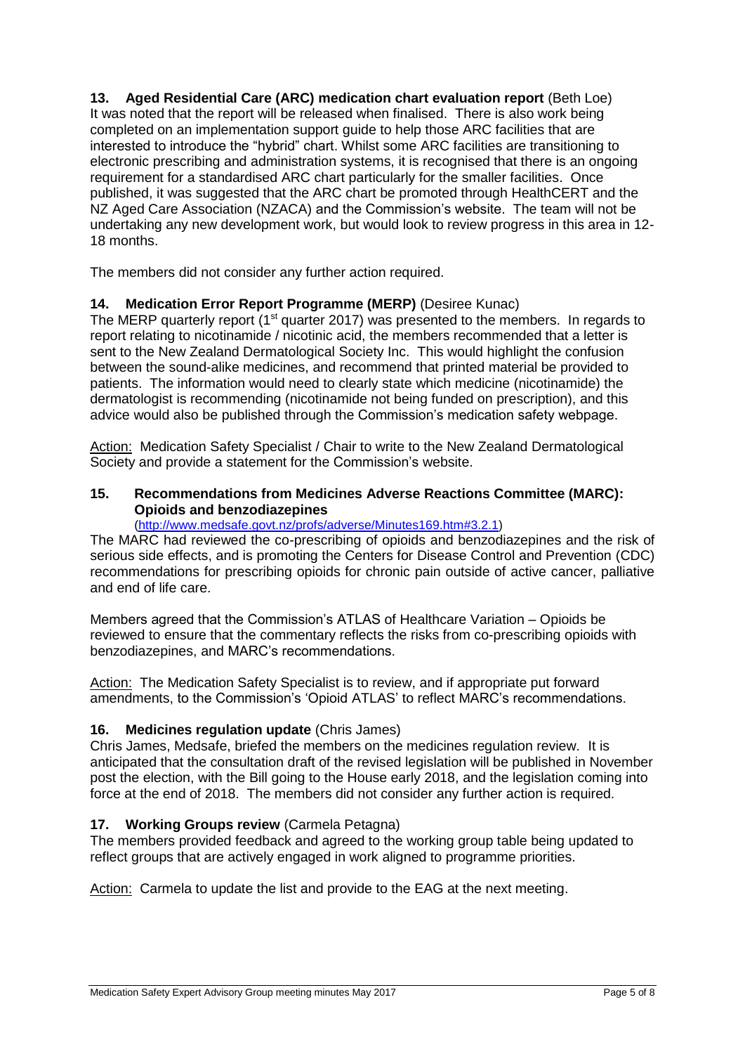**13. Aged Residential Care (ARC) medication chart evaluation report** (Beth Loe)

It was noted that the report will be released when finalised. There is also work being completed on an implementation support guide to help those ARC facilities that are interested to introduce the "hybrid" chart. Whilst some ARC facilities are transitioning to electronic prescribing and administration systems, it is recognised that there is an ongoing requirement for a standardised ARC chart particularly for the smaller facilities. Once published, it was suggested that the ARC chart be promoted through HealthCERT and the NZ Aged Care Association (NZACA) and the Commission's website. The team will not be undertaking any new development work, but would look to review progress in this area in 12-18 months.

The members did not consider any further action required.

**14. Medication Error Report Programme (MERP)** (Desiree Kunac)

The MERP quarterly report (1st quarter 2017) was presented to the members. In regards to report relating to nicotinamide / nicotinic acid, the members recommended that a letter is sent to the New Zealand Dermatological Society Inc. This would highlight the confusion between the sound-alike medicines, and recommend that printed material be provided to patients. The information would need to clearly state which medicine (nicotinamide) the dermatologist is recommending (nicotinamide not being funded on prescription), and this advice would also be published through the Commission's medication safety webpage.

Action: Medication Safety Specialist / Chair to write to the New Zealand Dermatological Society and provide a statement for the Commission's website.

**15. Recommendations from Medicines Adverse Reactions Committee (MARC): Opioids and benzodiazepines**

(http://www.medsafe.govt.nz/profs/adverse/Minutes169.htm#3.2.1)

The MARC had reviewed the co-prescribing of opioids and benzodiazepines and the risk of serious side effects, and is promoting the Centers for Disease Control and Prevention (CDC) recommendations for prescribing opioids for chronic pain outside of active cancer, palliative and end of life care.

Members agreed that the Commission's ATLAS of Healthcare Variation – Opioids be reviewed to ensure that the commentary reflects the risks from co-prescribing opioids with benzodiazepines, and MARC's recommendations.

Action: The Medication Safety Specialist is to review, and if appropriate put forward amendments, to the Commission's 'Opioid ATLAS' to reflect MARC's recommendations.

**16. Medicines regulation update** (Chris James)

Chris James, Medsafe, briefed the members on the medicines regulation review. It is anticipated that the consultation draft of the revised legislation will be published in November post the election, with the Bill going to the House early 2018, and the legislation coming into force at the end of 2018. The members did not consider any further action is required.

**17. Working Groups review** (Carmela Petagna)

The members provided feedback and agreed to the working group table being updated to reflect groups that are actively engaged in work aligned to programme priorities.

Action: Carmela to update the list and provide to the EAG at the next meeting.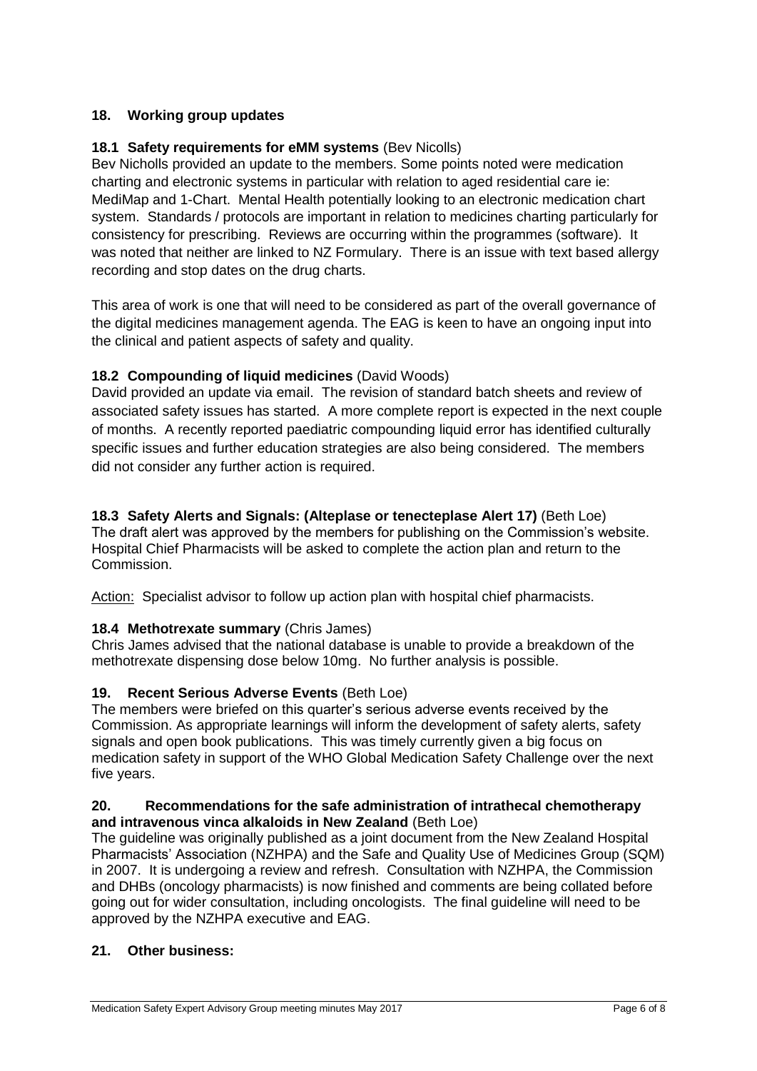## 18. Working group updates

### 18.1 Safety requirements for eMM systems (Bev Nicolls)

Bev Nicholls provided an update to the members. Some points noted were medication charting and electronic systems in particular with relation to aged residential care ie: MediMap and 1-Chart. Mental Health potentially looking to an electronic medication chart system. Standards / protocols are important in relation to medicines charting particularly for consistency for prescribing. Reviews are occurring within the programmes (software). It was noted that neither are linked to NZ Formulary. There is an issue with text based allergy recording and stop dates on the drug charts.

This area of work is one that will need to be considered as part of the overall governance of the digital medicines management agenda. The EAG is keen to have an ongoing input into the clinical and patient aspects of safety and quality.

### 18.2 Compounding of liquid medicines (David Woods)

David provided an update via email. The revision of standard batch sheets and review of associated safety issues has started. A more complete report is expected in the next couple of months. A recently reported paediatric compounding liquid error has identified culturally specific issues and further education strategies are also being considered. The members did not consider any further action is required.

### 18.3 Safety Alerts and Signals: (Alteplase or tenecteplase Alert 17) (Beth Loe)

The draft alert was approved by the members for publishing on the Commission's website. Hospital Chief Pharmacists will be asked to complete the action plan and return to the Commission.

Action: Specialist advisor to follow up action plan with hospital chief pharmacists.

### 18.4 Methotrexate summary (Chris James)

Chris James advised that the national database is unable to provide a breakdown of the methotrexate dispensing dose below 10mg. No further analysis is possible.

## 19. Recent Serious Adverse Events (Beth Loe)

The members were briefed on this quarter's serious adverse events received by the Commission. As appropriate learnings will inform the development of safety alerts, safety signals and open book publications. This was timely currently given a big focus on medication safety in support of the WHO Global Medication Safety Challenge over the next five years.

## 20. Recommendations for the safe administration of intrathecal chemotherapy and intravenous vinca alkaloids in New Zealand (Beth Loe)

The guideline was originally published as a joint document from the New Zealand Hospital Pharmacists' Association (NZHPA) and the Safe and Quality Use of Medicines Group (SQM) in 2007. It is undergoing a review and refresh. Consultation with NZHPA, the Commission and DHBs (oncology pharmacists) is now finished and comments are being collated before going out for wider consultation, including oncologists. The final guideline will need to be approved by the NZHPA executive and EAG.

## 21. Other business: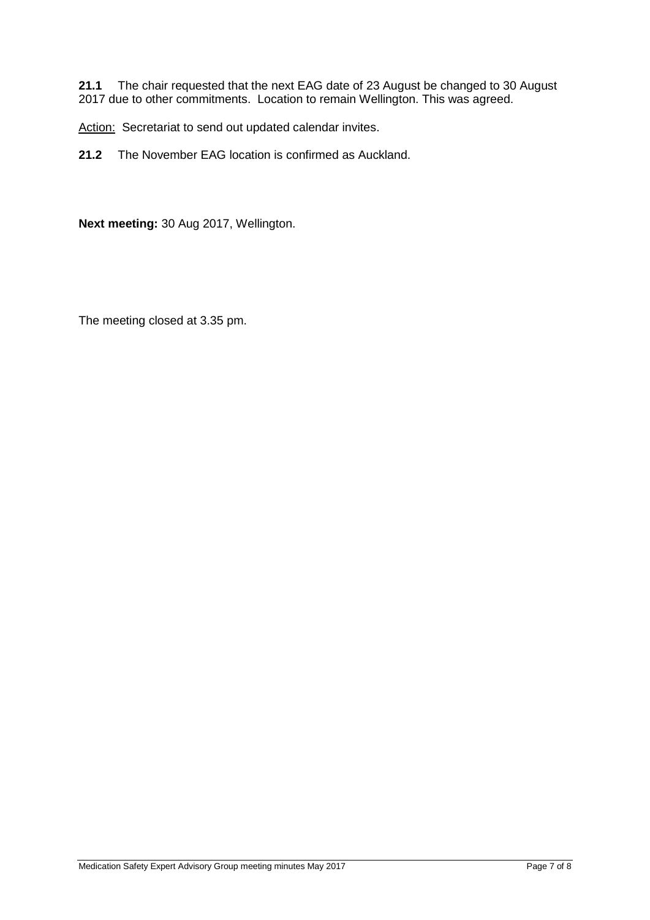**21.1** The chair requested that the next EAG date of 23 August be changed to 30 August 2017 due to other commitments. Location to remain Wellington. This was agreed.

Action: Secretariat to send out updated calendar invites.

**21.2** The November EAG location is confirmed as Auckland.

**Next meeting:** 30 Aug 2017, Wellington.

The meeting closed at 3.35 pm.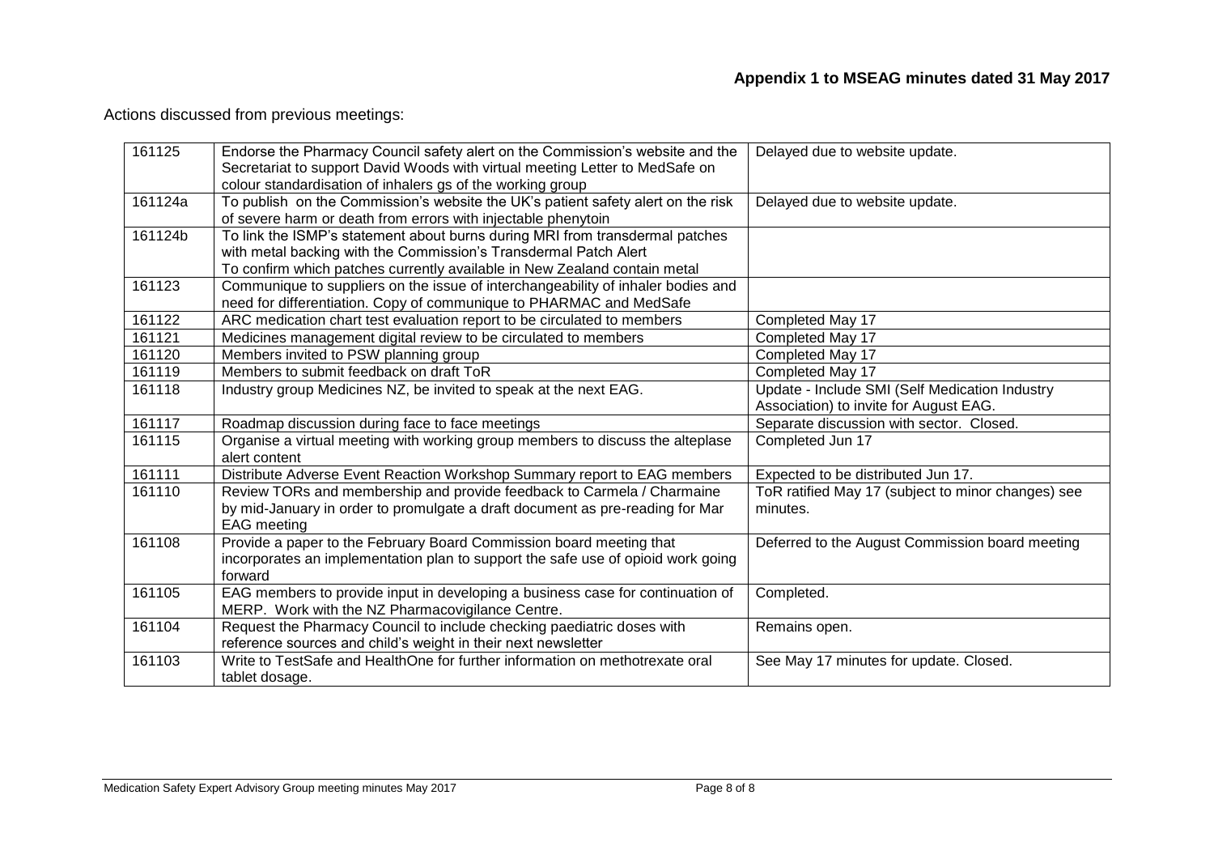**Appendix 1 to MSEAG minutes dated 31 May 2017**

Actions discussed from previous meetings:

| | | |
|---|---|---|
| 161125 | Endorse the Pharmacy Council safety alert on the Commission's website and the Secretariat to support David Woods with virtual meeting Letter to MedSafe on colour standardisation of inhalers gs of the working group | Delayed due to website update. |
| 161124a | To publish on the Commission's website the UK's patient safety alert on the risk of severe harm or death from errors with injectable phenytoin | Delayed due to website update. |
| 161124b | To link the ISMP's statement about burns during MRI from transdermal patches with metal backing with the Commission's Transdermal Patch Alert<br>To confirm which patches currently available in New Zealand contain metal | |
| 161123 | Communique to suppliers on the issue of interchangeability of inhaler bodies and need for differentiation. Copy of communique to PHARMAC and MedSafe | |
| 161122 | ARC medication chart test evaluation report to be circulated to members | Completed May 17 |
| 161121 | Medicines management digital review to be circulated to members | Completed May 17 |
| 161120 | Members invited to PSW planning group | Completed May 17 |
| 161119 | Members to submit feedback on draft ToR | Completed May 17 |
| 161118 | Industry group Medicines NZ, be invited to speak at the next EAG. | Update - Include SMI (Self Medication Industry Association) to invite for August EAG. |
| 161117 | Roadmap discussion during face to face meetings | Separate discussion with sector. Closed. |
| 161115 | Organise a virtual meeting with working group members to discuss the alteplase alert content | Completed Jun 17 |
| 161111 | Distribute Adverse Event Reaction Workshop Summary report to EAG members | Expected to be distributed Jun 17. |
| 161110 | Review TORs and membership and provide feedback to Carmela / Charmaine by mid-January in order to promulgate a draft document as pre-reading for Mar EAG meeting | ToR ratified May 17 (subject to minor changes) see minutes. |
| 161108 | Provide a paper to the February Board Commission board meeting that incorporates an implementation plan to support the safe use of opioid work going forward | Deferred to the August Commission board meeting |
| 161105 | EAG members to provide input in developing a business case for continuation of MERP. Work with the NZ Pharmacovigilance Centre. | Completed. |
| 161104 | Request the Pharmacy Council to include checking paediatric doses with reference sources and child's weight in their next newsletter | Remains open. |
| 161103 | Write to TestSafe and HealthOne for further information on methotrexate oral tablet dosage. | See May 17 minutes for update. Closed. |